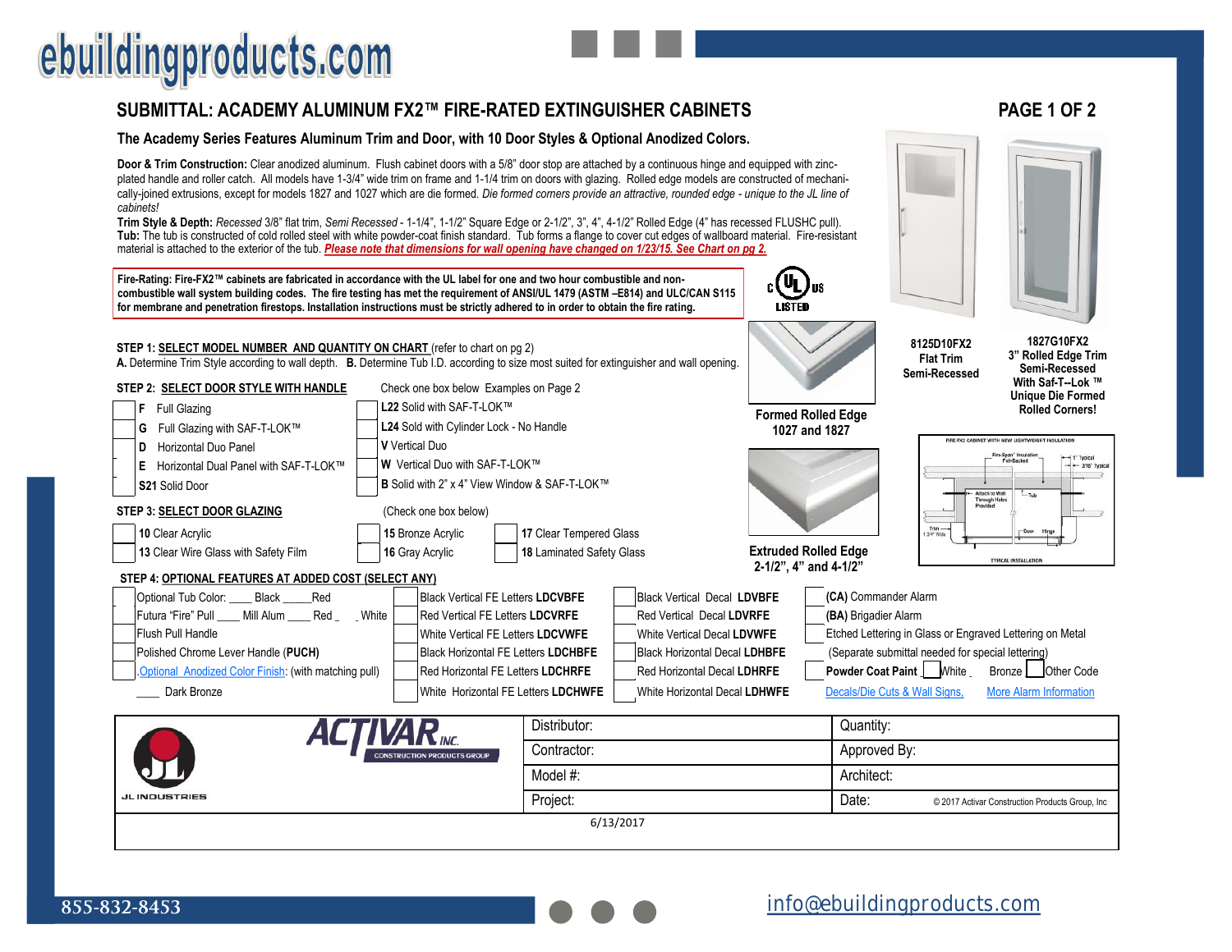ebuildingproducts.com

# SUBMITTAL: ACADEMY ALUMINUM FX2™ FIRE-RATED EXTINGUISHER CABINETS

### The Academy Series Features Aluminum Trim and Door, with 10 Door Styles & Optional Anodized Colors.

**Door & Trim Construction:** Clear anodized aluminum. Flush cabinet doors with a 5/8" door stop are attached by a continuous hinge and equipped with zinc-plated handle and roller catch. All models have 1-3/4" wide trim on frame and 1-1/4 trim on doors with glazing. Rolled edge models are constructed of mechanically-joined extrusions, except for models 1827 and 1027 which are die formed. *Die formed corners provide an attractive, rounded edge - unique to the JL line of cabinets!*

**Trim Style & Depth:** *Recessed* 3/8" flat trim, *Semi Recessed* - 1-1/4", 1-1/2" Square Edge or 2-1/2", 3", 4", 4-1/2" Rolled Edge (4" has recessed FLUSHC pull).

**Tub:** The tub is constructed of cold rolled steel with white powder-coat finish standard. Tub forms a flange to cover cut edges of wallboard material. Fire-resistant material is attached to the exterior of the tub. ***Please note that dimensions for wall opening have changed on 1/23/15. See Chart on pg 2.***

**Fire-Rating: Fire-FX2™ cabinets are fabricated in accordance with the UL label for one and two hour combustible and non-combustible wall system building codes. The fire testing has met the requirement of ANSI/UL 1479 (ASTM –E814) and ULC/CAN S115 for membrane and penetration firestops. Installation instructions must be strictly adhered to in order to obtain the fire rating.**

c UL us LISTED

**8125D10FX2**
**Flat Trim**
**Semi-Recessed**

**1827G10FX2**
**3" Rolled Edge Trim**
**Semi-Recessed**
**With Saf-T--Lok ™**
**Unique Die Formed Rolled Corners!**

**Formed Rolled Edge 1027 and 1827**

**Extruded Rolled Edge 2-1/2", 4" and 4-1/2"**

FIRE-FX2 CABINET WITH NEW LIGHTWEIGHT INSULATION — Fire-Span® Insulation Foil-Backed; 1" Typical; 3/16" Typical; Attach to Wall Through Holes Provided; Tub; Trim 1-3/4" Wide; Door; Hinge — TYPICAL INSTALLATION

**STEP 1:** <u>**SELECT MODEL NUMBER AND QUANTITY ON CHART**</u> (refer to chart on pg 2)
**A.** Determine Trim Style according to wall depth. **B.** Determine Tub I.D. according to size most suited for extinguisher and wall opening.

**STEP 2:** <u>**SELECT DOOR STYLE WITH HANDLE**</u> — Check one box below Examples on Page 2

- ☐ **F** Full Glazing
- ☐ **G** Full Glazing with SAF-T-LOK™
- ☐ **D** Horizontal Duo Panel
- ☐ **E** Horizontal Dual Panel with SAF-T-LOK™
- ☐ **S21** Solid Door
- ☐ **L22** Solid with SAF-T-LOK™
- ☐ **L24** Solid with Cylinder Lock - No Handle
- ☐ **V** Vertical Duo
- ☐ **W** Vertical Duo with SAF-T-LOK™
- ☐ **B** Solid with 2" x 4" View Window & SAF-T-LOK™

**STEP 3:** <u>**SELECT DOOR GLAZING**</u> (Check one box below)

- ☐ **10** Clear Acrylic
- ☐ **13** Clear Wire Glass with Safety Film
- ☐ **15** Bronze Acrylic
- ☐ **16** Gray Acrylic
- ☐ **17** Clear Tempered Glass
- ☐ **18** Laminated Safety Glass

**STEP 4:** <u>**OPTIONAL FEATURES AT ADDED COST (SELECT ANY)**</u>

- ☐ Optional Tub Color: ____ Black ____Red
- ☐ Futura "Fire" Pull ____ Mill Alum ____ Red __ White
- ☐ Flush Pull Handle
- ☐ Polished Chrome Lever Handle (**PUCH**)
- ☐ Optional Anodized Color Finish: (with matching pull)
  ____ Dark Bronze
- ☐ Black Vertical FE Letters **LDCVBFE**
- ☐ Red Vertical FE Letters **LDCVRFE**
- ☐ White Vertical FE Letters **LDCVWFE**
- ☐ Black Horizontal FE Letters **LDCHBFE**
- ☐ Red Horizontal FE Letters **LDCHRFE**
- ☐ White Horizontal FE Letters **LDCHWFE**
- ☐ Black Vertical Decal **LDVBFE**
- ☐ Red Vertical Decal **LDVRFE**
- ☐ White Vertical Decal **LDVWFE**
- ☐ Black Horizontal Decal **LDHBFE**
- ☐ Red Horizontal Decal **LDHRFE**
- ☐ White Horizontal Decal **LDHWFE**
- ☐ **(CA)** Commander Alarm
- ☐ **(BA)** Brigadier Alarm
- ☐ Etched Lettering in Glass or Engraved Lettering on Metal (Separate submittal needed for special lettering)
- ☐ **Powder Coat Paint** ☐ White ☐ Bronze ☐ Other Code

Decals/Die Cuts & Wall Signs, More Alarm Information

JL INDUSTRIES — ACTIVAR INC. CONSTRUCTION PRODUCTS GROUP

| Distributor: | Quantity: |
|---|---|
| Contractor: | Approved By: |
| Model #: | Architect: |
| Project: | Date: © 2017 Activar Construction Products Group, Inc |

6/13/2017

855-832-8453

info@ebuildingproducts.com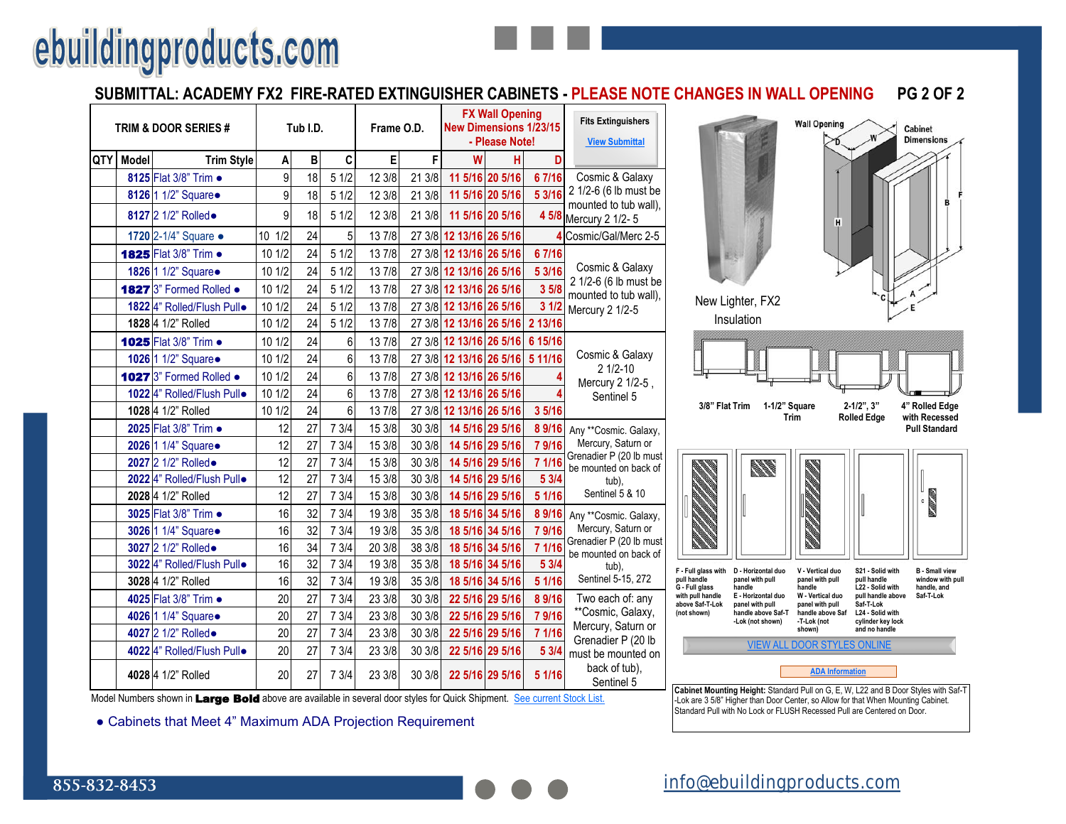# SUBMITTAL: ACADEMY FX2 FIRE-RATED EXTINGUISHER CABINETS - PLEASE NOTE CHANGES IN WALL OPENING

PG 2 OF 2

| TRIM & DOOR SERIES # | | | Tub I.D. | | | Frame O.D. | | FX Wall Opening New Dimensions 1/23/15 - Please Note! | | | Fits Extinguishers [View Submittal] |
|---|---|---|---|---|---|---|---|---|---|---|---|
| QTY | Model | Trim Style | A | B | C | E | F | W | H | D | |
| | 8125 | Flat 3/8" Trim ● | 9 | 18 | 5 1/2 | 12 3/8 | 21 3/8 | 11 5/16 | 20 5/16 | 6 7/16 | Cosmic & Galaxy 2 1/2-6 (6 lb must be mounted to tub wall), Mercury 2 1/2- 5 |
| | 8126 | 1 1/2" Square● | 9 | 18 | 5 1/2 | 12 3/8 | 21 3/8 | 11 5/16 | 20 5/16 | 5 3/16 | |
| | 8127 | 2 1/2" Rolled● | 9 | 18 | 5 1/2 | 12 3/8 | 21 3/8 | 11 5/16 | 20 5/16 | 4 5/8 | |
| | 1720 | 2-1/4" Square ● | 10 1/2 | 24 | 5 | 13 7/8 | 27 3/8 | 12 13/16 | 26 5/16 | 4 | Cosmic/Gal/Merc 2-5 |
| | **1825** | Flat 3/8" Trim ● | 10 1/2 | 24 | 5 1/2 | 13 7/8 | 27 3/8 | 12 13/16 | 26 5/16 | 6 7/16 | Cosmic & Galaxy 2 1/2-6 (6 lb must be mounted to tub wall), Mercury 2 1/2-5 |
| | 1826 | 1 1/2" Square● | 10 1/2 | 24 | 5 1/2 | 13 7/8 | 27 3/8 | 12 13/16 | 26 5/16 | 5 3/16 | |
| | **1827** | 3" Formed Rolled ● | 10 1/2 | 24 | 5 1/2 | 13 7/8 | 27 3/8 | 12 13/16 | 26 5/16 | 3 5/8 | |
| | 1822 | 4" Rolled/Flush Pull● | 10 1/2 | 24 | 5 1/2 | 13 7/8 | 27 3/8 | 12 13/16 | 26 5/16 | 3 1/2 | |
| | 1828 | 4 1/2" Rolled | 10 1/2 | 24 | 5 1/2 | 13 7/8 | 27 3/8 | 12 13/16 | 26 5/16 | 2 13/16 | |
| | **1025** | Flat 3/8" Trim ● | 10 1/2 | 24 | 6 | 13 7/8 | 27 3/8 | 12 13/16 | 26 5/16 | 6 15/16 | Cosmic & Galaxy 2 1/2-10 Mercury 2 1/2-5 , Sentinel 5 |
| | 1026 | 1 1/2" Square● | 10 1/2 | 24 | 6 | 13 7/8 | 27 3/8 | 12 13/16 | 26 5/16 | 5 11/16 | |
| | **1027** | 3" Formed Rolled ● | 10 1/2 | 24 | 6 | 13 7/8 | 27 3/8 | 12 13/16 | 26 5/16 | 4 | |
| | 1022 | 4" Rolled/Flush Pull● | 10 1/2 | 24 | 6 | 13 7/8 | 27 3/8 | 12 13/16 | 26 5/16 | 4 | |
| | 1028 | 4 1/2" Rolled | 10 1/2 | 24 | 6 | 13 7/8 | 27 3/8 | 12 13/16 | 26 5/16 | 3 5/16 | |
| | 2025 | Flat 3/8" Trim ● | 12 | 27 | 7 3/4 | 15 3/8 | 30 3/8 | 14 5/16 | 29 5/16 | 8 9/16 | Any **Cosmic. Galaxy, Mercury, Saturn or Grenadier P (20 lb must be mounted on back of tub), Sentinel 5 & 10 |
| | 2026 | 1 1/4" Square● | 12 | 27 | 7 3/4 | 15 3/8 | 30 3/8 | 14 5/16 | 29 5/16 | 7 9/16 | |
| | 2027 | 2 1/2" Rolled● | 12 | 27 | 7 3/4 | 15 3/8 | 30 3/8 | 14 5/16 | 29 5/16 | 7 1/16 | |
| | 2022 | 4" Rolled/Flush Pull● | 12 | 27 | 7 3/4 | 15 3/8 | 30 3/8 | 14 5/16 | 29 5/16 | 5 3/4 | |
| | 2028 | 4 1/2" Rolled | 12 | 27 | 7 3/4 | 15 3/8 | 30 3/8 | 14 5/16 | 29 5/16 | 5 1/16 | |
| | 3025 | Flat 3/8" Trim ● | 16 | 32 | 7 3/4 | 19 3/8 | 35 3/8 | 18 5/16 | 34 5/16 | 8 9/16 | Any **Cosmic. Galaxy, Mercury, Saturn or Grenadier P (20 lb must be mounted on back of tub), Sentinel 5-15, 272 |
| | 3026 | 1 1/4" Square● | 16 | 32 | 7 3/4 | 19 3/8 | 35 3/8 | 18 5/16 | 34 5/16 | 7 9/16 | |
| | 3027 | 2 1/2" Rolled● | 16 | 34 | 7 3/4 | 20 3/8 | 38 3/8 | 18 5/16 | 34 5/16 | 7 1/16 | |
| | 3022 | 4" Rolled/Flush Pull● | 16 | 32 | 7 3/4 | 19 3/8 | 35 3/8 | 18 5/16 | 34 5/16 | 5 3/4 | |
| | 3028 | 4 1/2" Rolled | 16 | 32 | 7 3/4 | 19 3/8 | 35 3/8 | 18 5/16 | 34 5/16 | 5 1/16 | |
| | 4025 | Flat 3/8" Trim ● | 20 | 27 | 7 3/4 | 23 3/8 | 30 3/8 | 22 5/16 | 29 5/16 | 8 9/16 | Two each of: any **Cosmic, Galaxy, Mercury, Saturn or Grenadier P (20 lb must be mounted on back of tub), Sentinel 5 |
| | 4026 | 1 1/4" Square● | 20 | 27 | 7 3/4 | 23 3/8 | 30 3/8 | 22 5/16 | 29 5/16 | 7 9/16 | |
| | 4027 | 2 1/2" Rolled● | 20 | 27 | 7 3/4 | 23 3/8 | 30 3/8 | 22 5/16 | 29 5/16 | 7 1/16 | |
| | 4022 | 4" Rolled/Flush Pull● | 20 | 27 | 7 3/4 | 23 3/8 | 30 3/8 | 22 5/16 | 29 5/16 | 5 3/4 | |
| | 4028 | 4 1/2" Rolled | 20 | 27 | 7 3/4 | 23 3/8 | 30 3/8 | 22 5/16 | 29 5/16 | 5 1/16 | |

Model Numbers shown in **Large Bold** above are available in several door styles for Quick Shipment. [See current Stock List.]

● Cabinets that Meet 4" Maximum ADA Projection Requirement

New Lighter, FX2 Insulation

Wall Opening — W, D, H

Cabinet Dimensions — A, B, C, E, F

3/8" Flat Trim | 1-1/2" Square Trim | 2-1/2", 3" Rolled Edge | 4" Rolled Edge with Recessed Pull Standard

F - Full glass with pull handle
G - Full glass with pull handle above Saf-T-Lok (not shown)

D - Horizontal duo panel with pull handle
E - Horizontal duo panel with pull handle above Saf-T-Lok (not shown)

V - Vertical duo panel with pull handle
W - Vertical duo panel with pull handle above Saf-T-Lok (not shown)

S21 - Solid with pull handle
L22 - Solid with pull handle above Saf-T-Lok
L24 - Solid with cylinder key lock and no handle

B - Small view window with pull handle, and Saf-T-Lok

[VIEW ALL DOOR STYLES ONLINE]

[ADA Information]

**Cabinet Mounting Height:** Standard Pull on G, E, W, L22 and B Door Styles with Saf-T-Lok are 3 5/8" Higher than Door Center, so Allow for that When Mounting Cabinet. Standard Pull with No Lock or FLUSH Recessed Pull are Centered on Door.

855-832-8453

info@ebuildingproducts.com